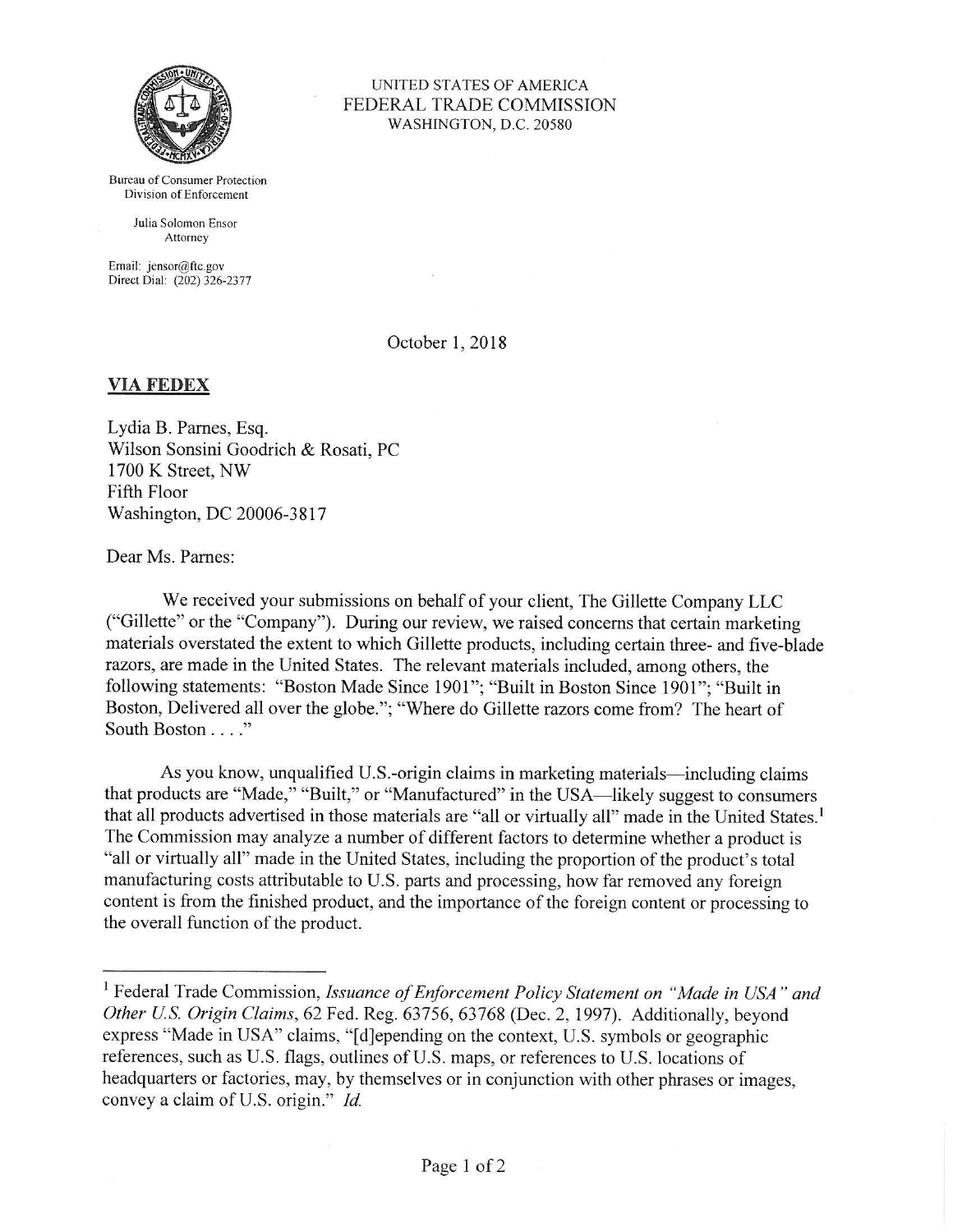UNITED STATES OF AMERICA
FEDERAL TRADE COMMISSION
WASHINGTON, D.C. 20580

Bureau of Consumer Protection
Division of Enforcement

Julia Solomon Ensor
Attorney

Email: jensor@ftc.gov
Direct Dial: (202) 326-2377

October 1, 2018

**VIA FEDEX**

Lydia B. Parnes, Esq.
Wilson Sonsini Goodrich & Rosati, PC
1700 K Street, NW
Fifth Floor
Washington, DC 20006-3817

Dear Ms. Parnes:

We received your submissions on behalf of your client, The Gillette Company LLC ("Gillette" or the "Company"). During our review, we raised concerns that certain marketing materials overstated the extent to which Gillette products, including certain three- and five-blade razors, are made in the United States. The relevant materials included, among others, the following statements: "Boston Made Since 1901"; "Built in Boston Since 1901"; "Built in Boston, Delivered all over the globe."; "Where do Gillette razors come from? The heart of South Boston . . . ."

As you know, unqualified U.S.-origin claims in marketing materials—including claims that products are "Made," "Built," or "Manufactured" in the USA—likely suggest to consumers that all products advertised in those materials are "all or virtually all" made in the United States.[1] The Commission may analyze a number of different factors to determine whether a product is "all or virtually all" made in the United States, including the proportion of the product's total manufacturing costs attributable to U.S. parts and processing, how far removed any foreign content is from the finished product, and the importance of the foreign content or processing to the overall function of the product.

---

[1] Federal Trade Commission, *Issuance of Enforcement Policy Statement on "Made in USA" and Other U.S. Origin Claims*, 62 Fed. Reg. 63756, 63768 (Dec. 2, 1997). Additionally, beyond express "Made in USA" claims, "[d]epending on the context, U.S. symbols or geographic references, such as U.S. flags, outlines of U.S. maps, or references to U.S. locations of headquarters or factories, may, by themselves or in conjunction with other phrases or images, convey a claim of U.S. origin." *Id.*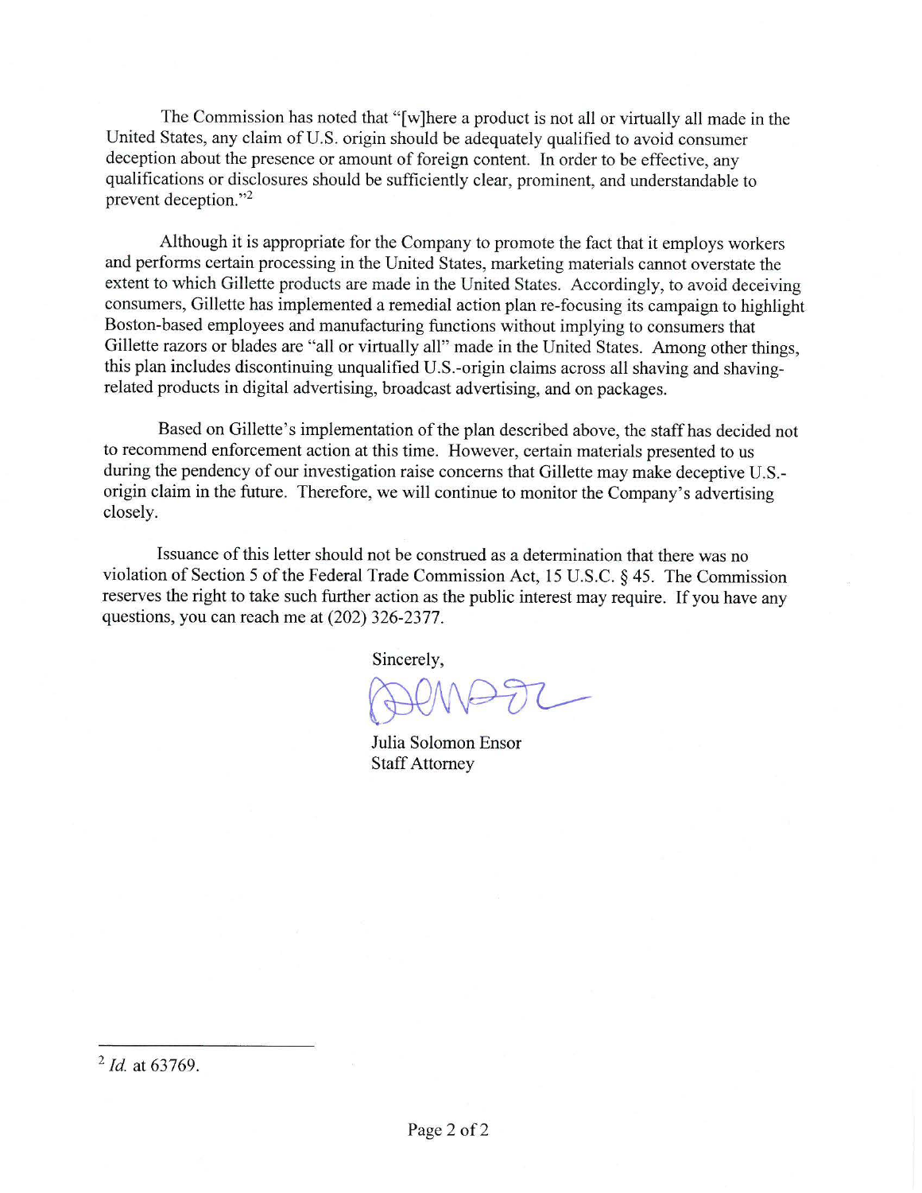The Commission has noted that "[w]here a product is not all or virtually all made in the United States, any claim of U.S. origin should be adequately qualified to avoid consumer deception about the presence or amount of foreign content. In order to be effective, any qualifications or disclosures should be sufficiently clear, prominent, and understandable to prevent deception."[2]

Although it is appropriate for the Company to promote the fact that it employs workers and performs certain processing in the United States, marketing materials cannot overstate the extent to which Gillette products are made in the United States. Accordingly, to avoid deceiving consumers, Gillette has implemented a remedial action plan re-focusing its campaign to highlight Boston-based employees and manufacturing functions without implying to consumers that Gillette razors or blades are "all or virtually all" made in the United States. Among other things, this plan includes discontinuing unqualified U.S.-origin claims across all shaving and shaving-related products in digital advertising, broadcast advertising, and on packages.

Based on Gillette's implementation of the plan described above, the staff has decided not to recommend enforcement action at this time. However, certain materials presented to us during the pendency of our investigation raise concerns that Gillette may make deceptive U.S.-origin claim in the future. Therefore, we will continue to monitor the Company's advertising closely.

Issuance of this letter should not be construed as a determination that there was no violation of Section 5 of the Federal Trade Commission Act, 15 U.S.C. § 45. The Commission reserves the right to take such further action as the public interest may require. If you have any questions, you can reach me at (202) 326-2377.

Sincerely,

Julia Solomon Ensor
Staff Attorney

---

[2] *Id.* at 63769.